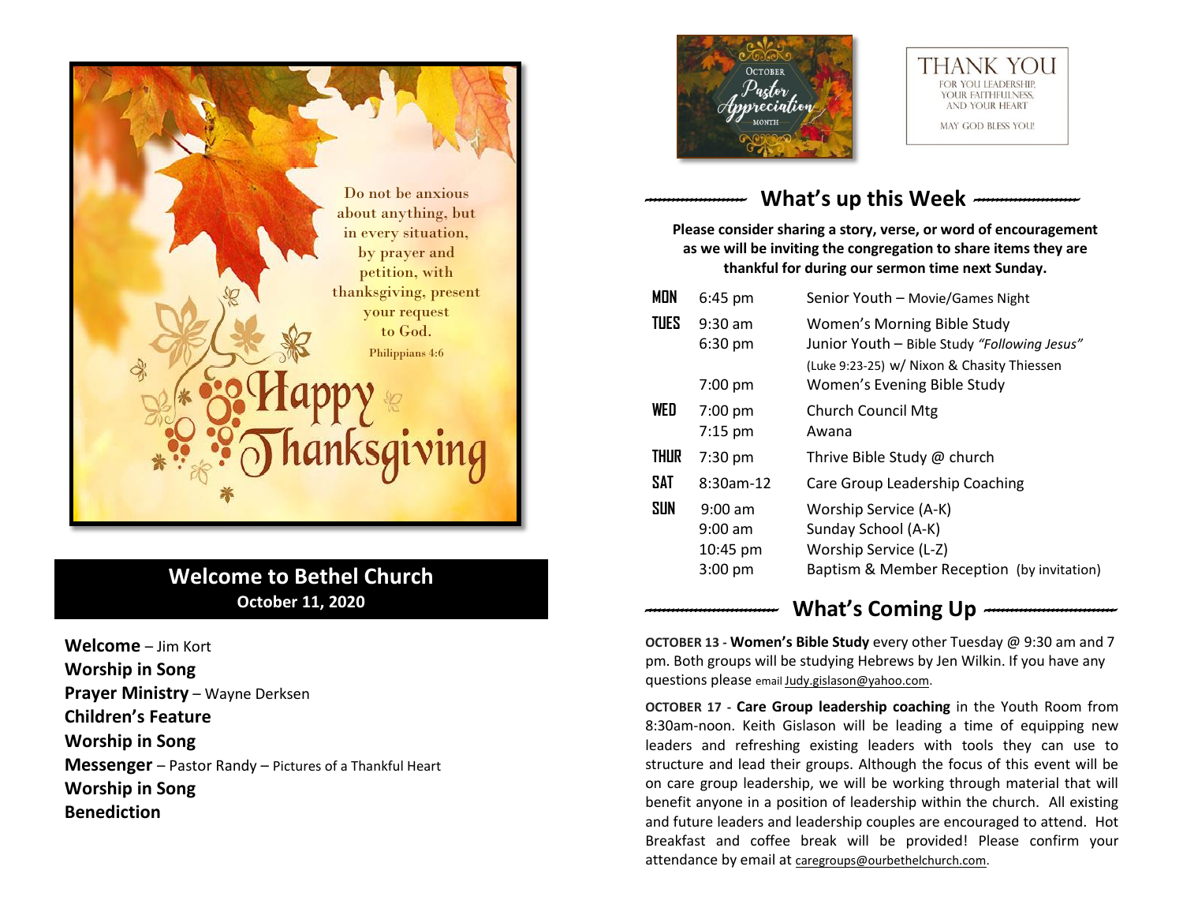Do not be anxious about anything, but in every situation, by prayer and petition, with thanksgiving, present your request to God.

Philippians 4:6

Happy Thanksgiving

## Welcome to Bethel Church

**October 11, 2020**

**Welcome** – Jim Kort
**Worship in Song**
**Prayer Ministry** – Wayne Derksen
**Children's Feature**
**Worship in Song**
**Messenger** – Pastor Randy – Pictures of a Thankful Heart
**Worship in Song**
**Benediction**

OCTOBER Pastor Appreciation MONTH

THANK YOU
FOR YOU LEADERSHIP, YOUR FAITHFULNESS, AND YOUR HEART
MAY GOD BLESS YOU!

## What's up this Week

**Please consider sharing a story, verse, or word of encouragement as we will be inviting the congregation to share items they are thankful for during our sermon time next Sunday.**

| | | |
|---|---|---|
| **MON** | 6:45 pm | Senior Youth – Movie/Games Night |
| **TUES** | 9:30 am | Women's Morning Bible Study |
| | 6:30 pm | Junior Youth – Bible Study *"Following Jesus"* (Luke 9:23-25) w/ Nixon & Chasity Thiessen |
| | 7:00 pm | Women's Evening Bible Study |
| **WED** | 7:00 pm | Church Council Mtg |
| | 7:15 pm | Awana |
| **THUR** | 7:30 pm | Thrive Bible Study @ church |
| **SAT** | 8:30am-12 | Care Group Leadership Coaching |
| **SUN** | 9:00 am | Worship Service (A-K) |
| | 9:00 am | Sunday School (A-K) |
| | 10:45 pm | Worship Service (L-Z) |
| | 3:00 pm | Baptism & Member Reception (by invitation) |

## What's Coming Up

**OCTOBER 13 - Women's Bible Study** every other Tuesday @ 9:30 am and 7 pm. Both groups will be studying Hebrews by Jen Wilkin. If you have any questions please email Judy.gislason@yahoo.com.

**OCTOBER 17 - Care Group leadership coaching** in the Youth Room from 8:30am-noon. Keith Gislason will be leading a time of equipping new leaders and refreshing existing leaders with tools they can use to structure and lead their groups. Although the focus of this event will be on care group leadership, we will be working through material that will benefit anyone in a position of leadership within the church. All existing and future leaders and leadership couples are encouraged to attend. Hot Breakfast and coffee break will be provided! Please confirm your attendance by email at caregroups@ourbethelchurch.com.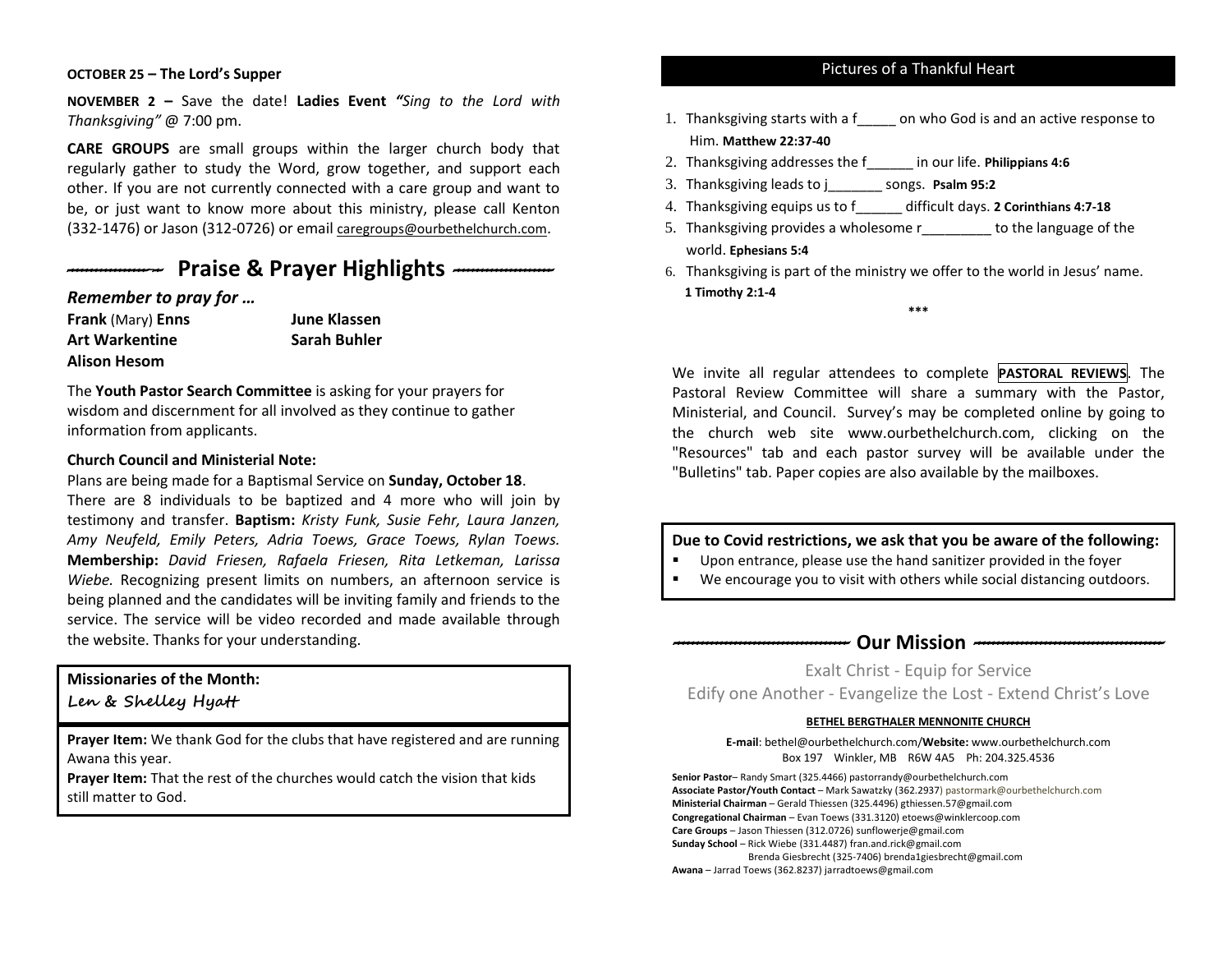**OCTOBER 25 – The Lord's Supper**

**NOVEMBER 2 –** Save the date! **Ladies Event** *"Sing to the Lord with Thanksgiving"* @ 7:00 pm.

**CARE GROUPS** are small groups within the larger church body that regularly gather to study the Word, grow together, and support each other. If you are not currently connected with a care group and want to be, or just want to know more about this ministry, please call Kenton (332-1476) or Jason (312-0726) or email caregroups@ourbethelchurch.com.

## Praise & Prayer Highlights

***Remember to pray for …***

**Frank** (Mary) **Enns**
**Art Warkentine**
**Alison Hesom**
**June Klassen**
**Sarah Buhler**

The **Youth Pastor Search Committee** is asking for your prayers for wisdom and discernment for all involved as they continue to gather information from applicants.

**Church Council and Ministerial Note:**

Plans are being made for a Baptismal Service on **Sunday, October 18**. There are 8 individuals to be baptized and 4 more who will join by testimony and transfer. **Baptism:** *Kristy Funk, Susie Fehr, Laura Janzen, Amy Neufeld, Emily Peters, Adria Toews, Grace Toews, Rylan Toews.* **Membership:** *David Friesen, Rafaela Friesen, Rita Letkeman, Larissa Wiebe.* Recognizing present limits on numbers, an afternoon service is being planned and the candidates will be inviting family and friends to the service. The service will be video recorded and made available through the website. Thanks for your understanding.

**Missionaries of the Month:**
**Len & Shelley Hyatt**

**Prayer Item:** We thank God for the clubs that have registered and are running Awana this year.
**Prayer Item:** That the rest of the churches would catch the vision that kids still matter to God.

## Pictures of a Thankful Heart

1. Thanksgiving starts with a f_____ on who God is and an active response to Him. **Matthew 22:37-40**
2. Thanksgiving addresses the f______ in our life. **Philippians 4:6**
3. Thanksgiving leads to j_______ songs. **Psalm 95:2**
4. Thanksgiving equips us to f______ difficult days. **2 Corinthians 4:7-18**
5. Thanksgiving provides a wholesome r_________ to the language of the world. **Ephesians 5:4**
6. Thanksgiving is part of the ministry we offer to the world in Jesus' name. **1 Timothy 2:1-4**

***

We invite all regular attendees to complete **PASTORAL REVIEWS**. The Pastoral Review Committee will share a summary with the Pastor, Ministerial, and Council. Survey's may be completed online by going to the church web site www.ourbethelchurch.com, clicking on the "Resources" tab and each pastor survey will be available under the "Bulletins" tab. Paper copies are also available by the mailboxes.

**Due to Covid restrictions, we ask that you be aware of the following:**

- Upon entrance, please use the hand sanitizer provided in the foyer
- We encourage you to visit with others while social distancing outdoors.

## Our Mission

Exalt Christ - Equip for Service
Edify one Another - Evangelize the Lost - Extend Christ's Love

**BETHEL BERGTHALER MENNONITE CHURCH**

**E-mail**: bethel@ourbethelchurch.com/**Website:** www.ourbethelchurch.com
Box 197 Winkler, MB R6W 4A5 Ph: 204.325.4536

**Senior Pastor**– Randy Smart (325.4466) pastorrandy@ourbethelchurch.com
**Associate Pastor/Youth Contact** – Mark Sawatzky (362.2937) pastormark@ourbethelchurch.com
**Ministerial Chairman** – Gerald Thiessen (325.4496) gthiessen.57@gmail.com
**Congregational Chairman** – Evan Toews (331.3120) etoews@winklercoop.com
**Care Groups** – Jason Thiessen (312.0726) sunflowerje@gmail.com
**Sunday School** – Rick Wiebe (331.4487) fran.and.rick@gmail.com
Brenda Giesbrecht (325-7406) brenda1giesbrecht@gmail.com
**Awana** – Jarrad Toews (362.8237) jarradtoews@gmail.com